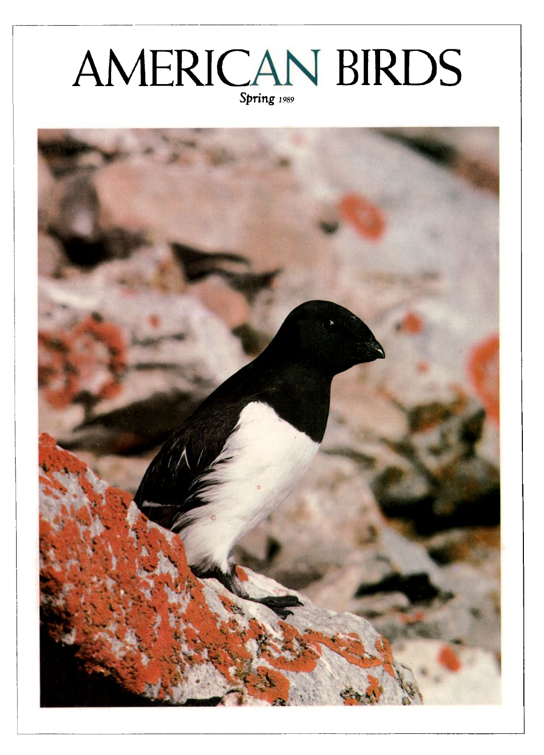# AMERICAN BIRDS

*Spring 1989*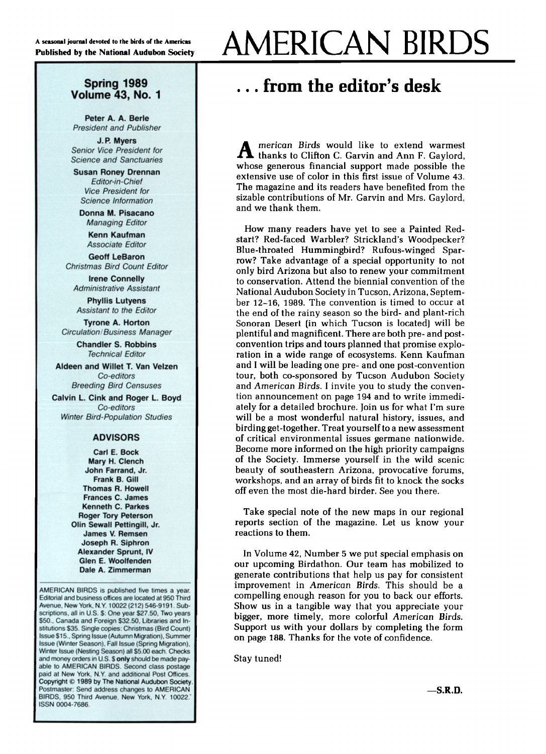A seasonal journal devoted to the birds of the Americas
**Published by the National Audubon Society**

# AMERICAN BIRDS

**Spring 1989**
**Volume 43, No. 1**

**Peter A. A. Berle**
*President and Publisher*

**J. P. Myers**
*Senior Vice President for Science and Sanctuaries*

**Susan Roney Drennan**
*Editor-in-Chief*
*Vice President for Science Information*

**Donna M. Pisacano**
*Managing Editor*

**Kenn Kaufman**
*Associate Editor*

**Geoff LeBaron**
*Christmas Bird Count Editor*

**Irene Connelly**
*Administrative Assistant*

**Phyllis Lutyens**
*Assistant to the Editor*

**Tyrone A. Horton**
*Circulation/Business Manager*

**Chandler S. Robbins**
*Technical Editor*

**Aldeen and Willet T. Van Velzen**
*Co-editors*
*Breeding Bird Censuses*

**Calvin L. Cink and Roger L. Boyd**
*Co-editors*
*Winter Bird-Population Studies*

### ADVISORS

**Carl E. Bock**
**Mary H. Clench**
**John Farrand, Jr.**
**Frank B. Gill**
**Thomas R. Howell**
**Frances C. James**
**Kenneth C. Parkes**
**Roger Tory Peterson**
**Olin Sewall Pettingill, Jr.**
**James V. Remsen**
**Joseph R. Siphron**
**Alexander Sprunt, IV**
**Glen E. Woolfenden**
**Dale A. Zimmerman**

AMERICAN BIRDS is published five times a year. Editorial and business offices are located at 950 Third Avenue, New York, N.Y. 10022 (212) 546-9191. Subscriptions, all in U.S. $: One year $27.50, Two years $50., Canada and Foreign $32.50, Libraries and Institutions $35. Single copies: Christmas (Bird Count) Issue $15., Spring Issue (Autumn Migration), Summer Issue (Winter Season), Fall Issue (Spring Migration), Winter Issue (Nesting Season) all $5.00 each. Checks and money orders in U.S. $ **only** should be made payable to AMERICAN BIRDS. Second class postage paid at New York, N.Y. and additional Post Offices. **Copyright © 1989 by The National Audubon Society.** Postmaster: Send address changes to AMERICAN BIRDS, 950 Third Avenue, New York, N.Y. 10022. ISSN 0004-7686.

## . . . from the editor's desk

*American Birds* would like to extend warmest thanks to Clifton C. Garvin and Ann F. Gaylord, whose generous financial support made possible the extensive use of color in this first issue of Volume 43. The magazine and its readers have benefited from the sizable contributions of Mr. Garvin and Mrs. Gaylord, and we thank them.

How many readers have yet to see a Painted Redstart? Red-faced Warbler? Strickland's Woodpecker? Blue-throated Hummingbird? Rufous-winged Sparrow? Take advantage of a special opportunity to not only bird Arizona but also to renew your commitment to conservation. Attend the biennial convention of the National Audubon Society in Tucson, Arizona, September 12–16, 1989. The convention is timed to occur at the end of the rainy season so the bird- and plant-rich Sonoran Desert (in which Tucson is located) will be plentiful and magnificent. There are both pre- and post-convention trips and tours planned that promise exploration in a wide range of ecosystems. Kenn Kaufman and I will be leading one pre- and one post-convention tour, both co-sponsored by Tucson Audubon Society and *American Birds*. I invite you to study the convention announcement on page 194 and to write immediately for a detailed brochure. Join us for what I'm sure will be a most wonderful natural history, issues, and birding get-together. Treat yourself to a new assessment of critical environmental issues germane nationwide. Become more informed on the high priority campaigns of the Society. Immerse yourself in the wild scenic beauty of southeastern Arizona, provocative forums, workshops, and an array of birds fit to knock the socks off even the most die-hard birder. See you there.

Take special note of the new maps in our regional reports section of the magazine. Let us know your reactions to them.

In Volume 42, Number 5 we put special emphasis on our upcoming Birdathon. Our team has mobilized to generate contributions that help us pay for consistent improvement in *American Birds*. This should be a compelling enough reason for you to back our efforts. Show us in a tangible way that you appreciate your bigger, more timely, more colorful *American Birds*. Support us with your dollars by completing the form on page 188. Thanks for the vote of confidence.

Stay tuned!

—**S.R.D.**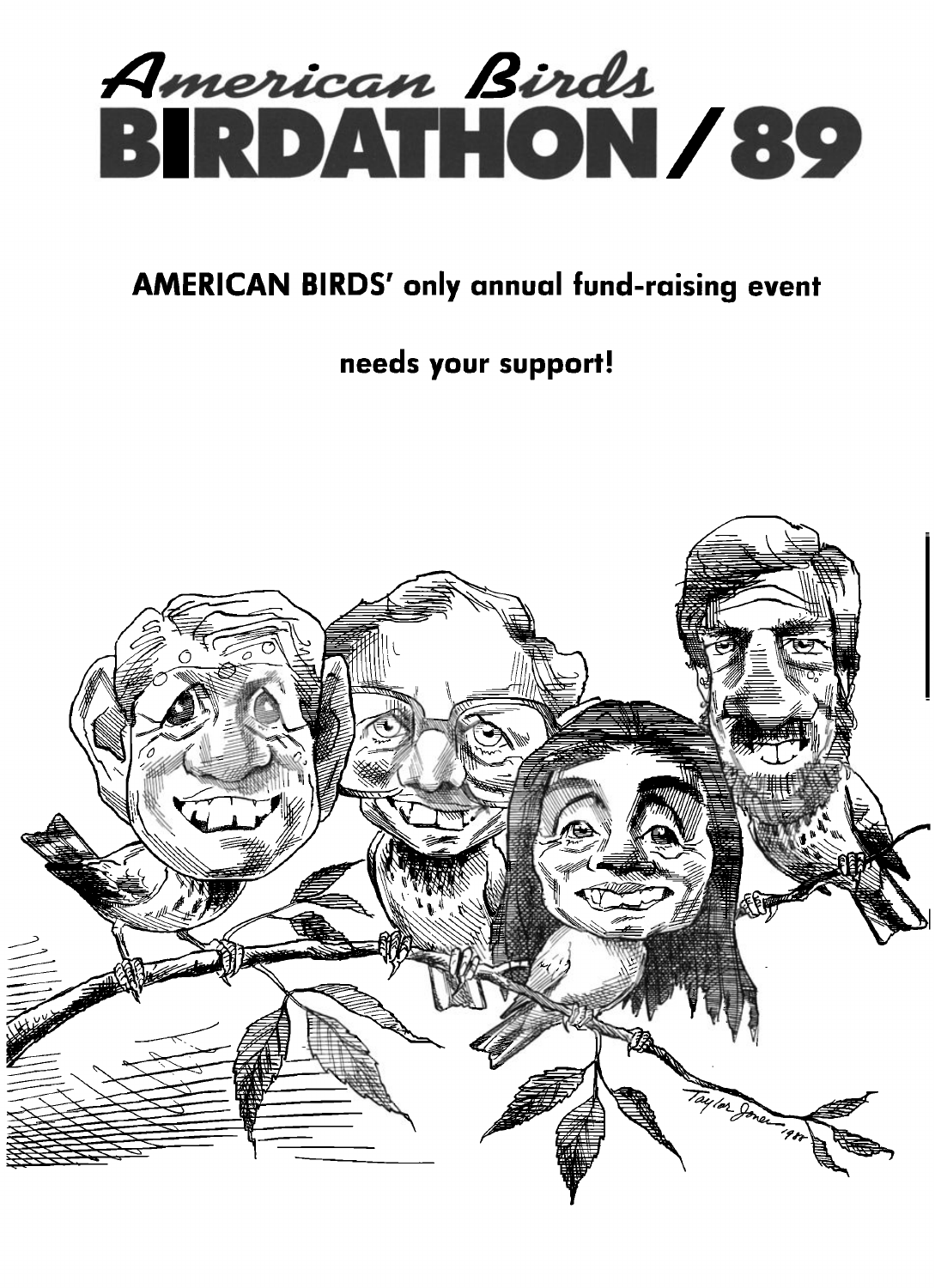# *American Birds* BIRDATHON / 89

**AMERICAN BIRDS' only annual fund-raising event**

**needs your support!**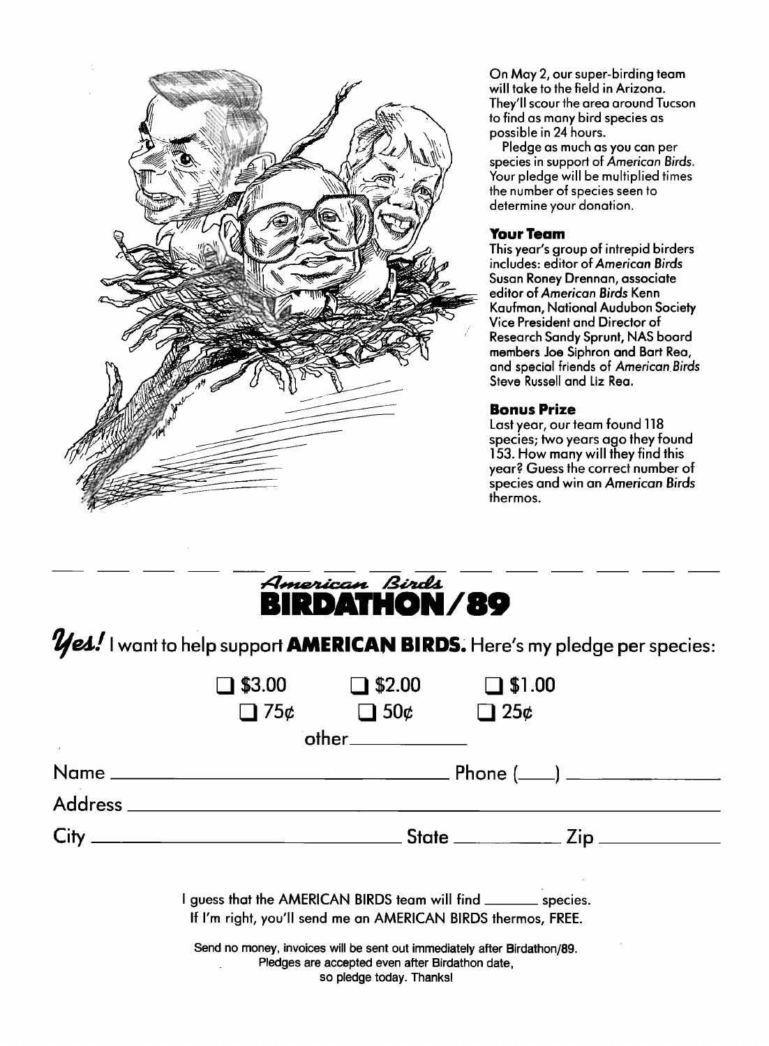On May 2, our super-birding team will take to the field in Arizona. They'll scour the area around Tucson to find as many bird species as possible in 24 hours.

Pledge as much as you can per species in support of *American Birds*. Your pledge will be multiplied times the number of species seen to determine your donation.

**Your Team**

This year's group of intrepid birders includes: editor of *American Birds* Susan Roney Drennan, associate editor of *American Birds* Kenn Kaufman, National Audubon Society Vice President and Director of Research Sandy Sprunt, NAS board members Joe Siphron and Bart Rea, and special friends of *American Birds* Steve Russell and Liz Rea.

**Bonus Prize**

Last year, our team found 118 species; two years ago they found 153. How many will they find this year? Guess the correct number of species and win an *American Birds* thermos.

---

*American Birds*

# BIRDATHON/89

***Yes!*** I want to help support **AMERICAN BIRDS.** Here's my pledge per species:

☐ \$3.00 ☐ \$2.00 ☐ \$1.00

☐ 75¢ ☐ 50¢ ☐ 25¢

other ____________

Name ______________________________ Phone (___) ______________

Address ______________________________________________________

City ______________________________ State __________ Zip ___________

I guess that the AMERICAN BIRDS team will find _______ species.
If I'm right, you'll send me an AMERICAN BIRDS thermos, FREE.

Send no money, invoices will be sent out immediately after Birdathon/89.
Pledges are accepted even after Birdathon date,
so pledge today. Thanks!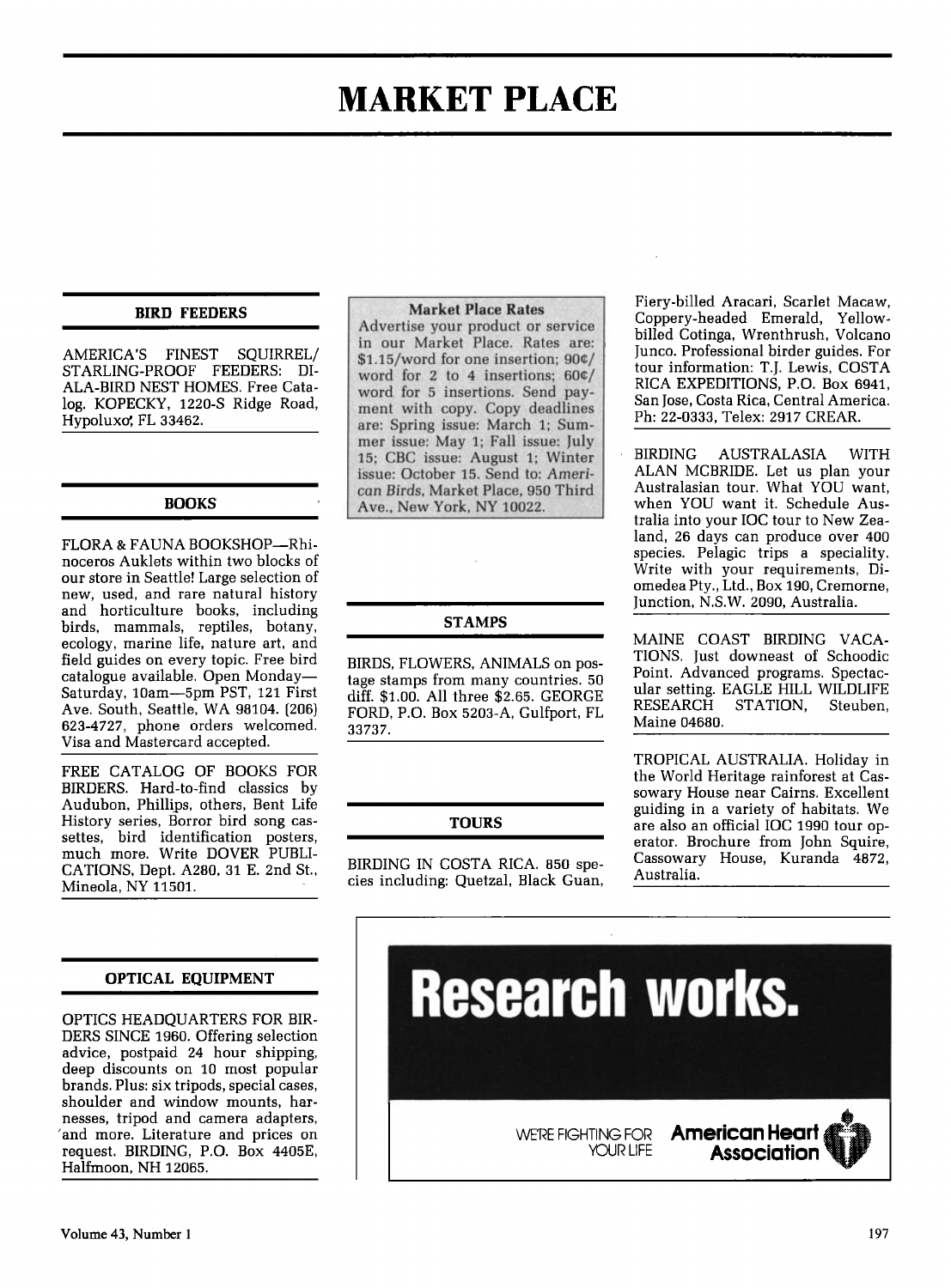# MARKET PLACE

### BIRD FEEDERS

AMERICA'S FINEST SQUIRREL/STARLING-PROOF FEEDERS: DIALA-BIRD NEST HOMES. Free Catalog. KOPECKY, 1220-S Ridge Road, Hypoluxo, FL 33462.

### BOOKS

FLORA & FAUNA BOOKSHOP—Rhinoceros Auklets within two blocks of our store in Seattle! Large selection of new, used, and rare natural history and horticulture books, including birds, mammals, reptiles, botany, ecology, marine life, nature art, and field guides on every topic. Free bird catalogue available. Open Monday—Saturday, 10am—5pm PST, 121 First Ave. South, Seattle, WA 98104. (206) 623-4727, phone orders welcomed. Visa and Mastercard accepted.

FREE CATALOG OF BOOKS FOR BIRDERS. Hard-to-find classics by Audubon, Phillips, others, Bent Life History series, Borror bird song cassettes, bird identification posters, much more. Write DOVER PUBLICATIONS, Dept. A280, 31 E. 2nd St., Mineola, NY 11501.

### OPTICAL EQUIPMENT

OPTICS HEADQUARTERS FOR BIRDERS SINCE 1960. Offering selection advice, postpaid 24 hour shipping, deep discounts on 10 most popular brands. Plus: six tripods, special cases, shoulder and window mounts, harnesses, tripod and camera adapters, and more. Literature and prices on request. BIRDING, P.O. Box 4405E, Halfmoon, NY 12065.

**Market Place Rates**

Advertise your product or service in our Market Place. Rates are: $1.15/word for one insertion; 90¢/word for 2 to 4 insertions; 60¢/word for 5 insertions. Send payment with copy. Copy deadlines are: Spring issue: March 1; Summer issue: May 1; Fall issue: July 15; CBC issue: August 1; Winter issue: October 15. Send to: *American Birds*, Market Place, 950 Third Ave., New York, NY 10022.

### STAMPS

BIRDS, FLOWERS, ANIMALS on postage stamps from many countries. 50 diff. $1.00. All three $2.65. GEORGE FORD, P.O. Box 5203-A, Gulfport, FL 33737.

### TOURS

BIRDING IN COSTA RICA. 850 species including: Quetzal, Black Guan, Fiery-billed Aracari, Scarlet Macaw, Coppery-headed Emerald, Yellow-billed Cotinga, Wrenthrush, Volcano Junco. Professional birder guides. For tour information: T.J. Lewis, COSTA RICA EXPEDITIONS, P.O. Box 6941, San Jose, Costa Rica, Central America. Ph: 22-0333, Telex: 2917 CREAR.

BIRDING AUSTRALASIA WITH ALAN MCBRIDE. Let us plan your Australasian tour. What YOU want, when YOU want it. Schedule Australia into your IOC tour to New Zealand, 26 days can produce over 400 species. Pelagic trips a speciality. Write with your requirements, Diomedea Pty., Ltd., Box 190, Cremorne, Junction, N.S.W. 2090, Australia.

MAINE COAST BIRDING VACATIONS. Just downeast of Schoodic Point. Advanced programs. Spectacular setting. EAGLE HILL WILDLIFE RESEARCH STATION, Steuben, Maine 04680.

TROPICAL AUSTRALIA. Holiday in the World Heritage rainforest at Cassowary House near Cairns. Excellent guiding in a variety of habitats. We are also an official IOC 1990 tour operator. Brochure from John Squire, Cassowary House, Kuranda 4872, Australia.

**Research works.**

WE'RE FIGHTING FOR YOUR LIFE — American Heart Association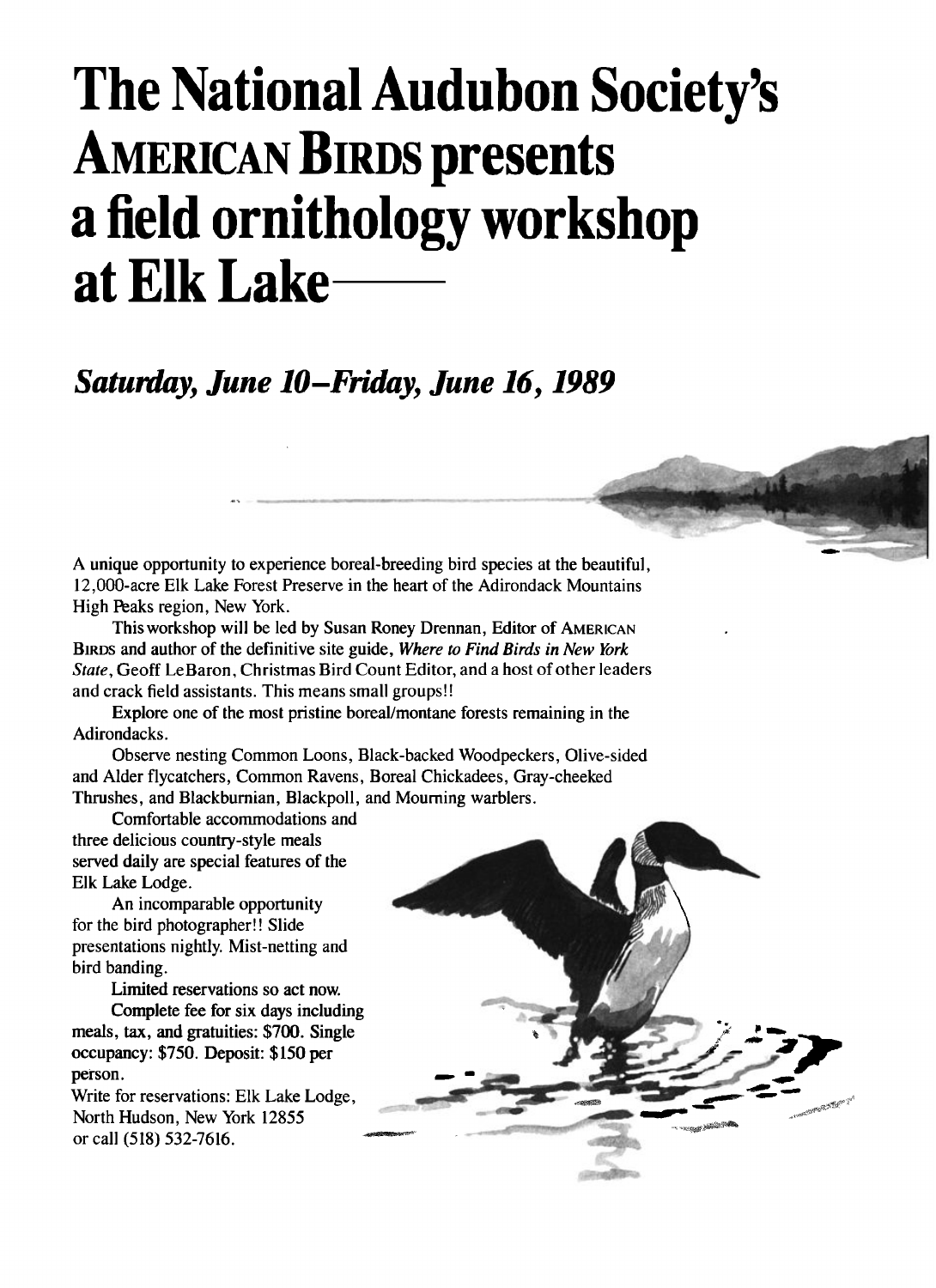# The National Audubon Society's American Birds presents a field ornithology workshop at Elk Lake—

## *Saturday, June 10–Friday, June 16, 1989*

A unique opportunity to experience boreal-breeding bird species at the beautiful, 12,000-acre Elk Lake Forest Preserve in the heart of the Adirondack Mountains High Peaks region, New York.

This workshop will be led by Susan Roney Drennan, Editor of American Birds and author of the definitive site guide, *Where to Find Birds in New York State*, Geoff LeBaron, Christmas Bird Count Editor, and a host of other leaders and crack field assistants. This means small groups!!

Explore one of the most pristine boreal/montane forests remaining in the Adirondacks.

Observe nesting Common Loons, Black-backed Woodpeckers, Olive-sided and Alder flycatchers, Common Ravens, Boreal Chickadees, Gray-cheeked Thrushes, and Blackburnian, Blackpoll, and Mourning warblers.

Comfortable accommodations and three delicious country-style meals served daily are special features of the Elk Lake Lodge.

An incomparable opportunity for the bird photographer!! Slide presentations nightly. Mist-netting and bird banding.

Limited reservations so act now.

Complete fee for six days including meals, tax, and gratuities: $700. Single occupancy: $750. Deposit: $150 per person.

Write for reservations: Elk Lake Lodge, North Hudson, New York 12855 or call (518) 532-7616.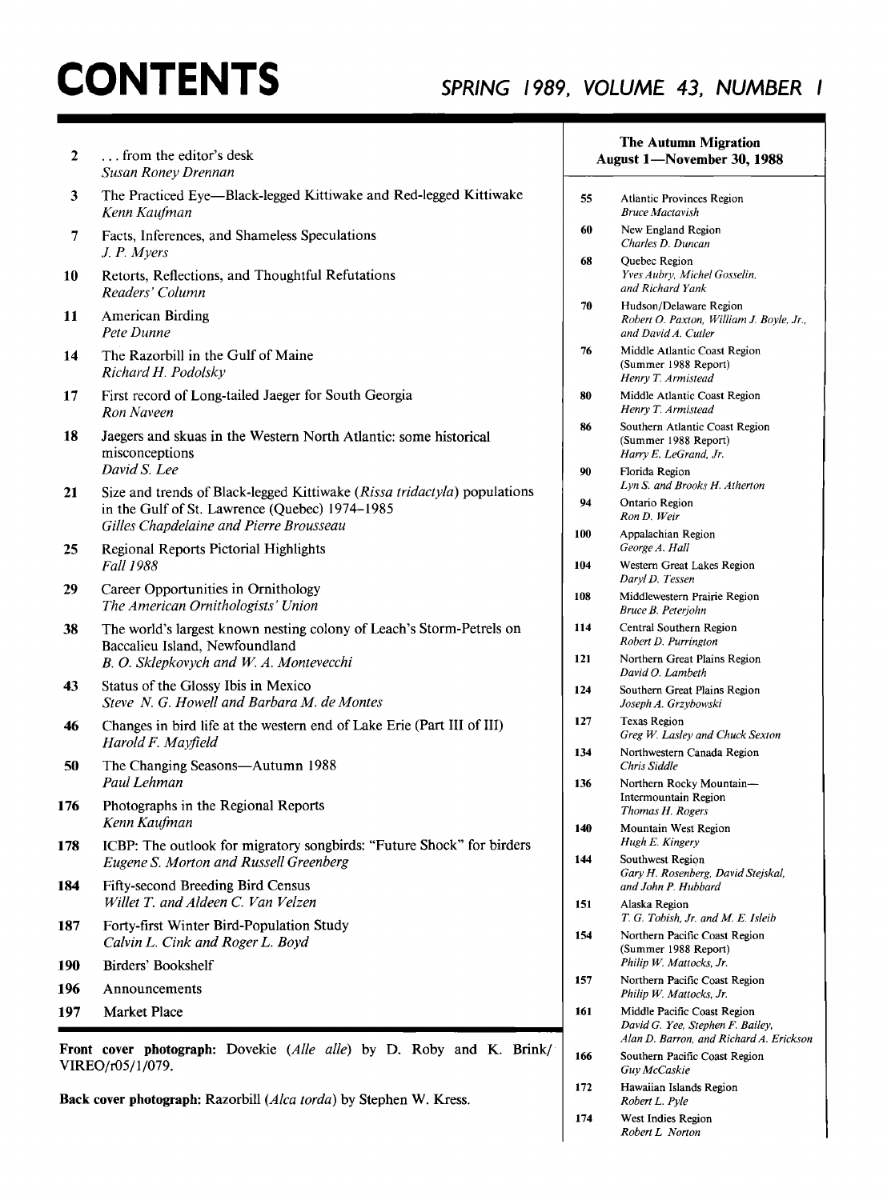# CONTENTS

## SPRING 1989, VOLUME 43, NUMBER 1

2 ... from the editor's desk
*Susan Roney Drennan*

3 The Practiced Eye—Black-legged Kittiwake and Red-legged Kittiwake
*Kenn Kaufman*

7 Facts, Inferences, and Shameless Speculations
*J. P. Myers*

10 Retorts, Reflections, and Thoughtful Refutations
*Readers' Column*

11 American Birding
*Pete Dunne*

14 The Razorbill in the Gulf of Maine
*Richard H. Podolsky*

17 First record of Long-tailed Jaeger for South Georgia
*Ron Naveen*

18 Jaegers and skuas in the Western North Atlantic: some historical misconceptions
*David S. Lee*

21 Size and trends of Black-legged Kittiwake (*Rissa tridactyla*) populations in the Gulf of St. Lawrence (Quebec) 1974–1985
*Gilles Chapdelaine and Pierre Brousseau*

25 Regional Reports Pictorial Highlights
*Fall 1988*

29 Career Opportunities in Ornithology
*The American Ornithologists' Union*

38 The world's largest known nesting colony of Leach's Storm-Petrels on Baccalieu Island, Newfoundland
*B. O. Sklepkovych and W. A. Montevecchi*

43 Status of the Glossy Ibis in Mexico
*Steve N. G. Howell and Barbara M. de Montes*

46 Changes in bird life at the western end of Lake Erie (Part III of III)
*Harold F. Mayfield*

50 The Changing Seasons—Autumn 1988
*Paul Lehman*

176 Photographs in the Regional Reports
*Kenn Kaufman*

178 ICBP: The outlook for migratory songbirds: "Future Shock" for birders
*Eugene S. Morton and Russell Greenberg*

184 Fifty-second Breeding Bird Census
*Willet T. and Aldeen C. Van Velzen*

187 Forty-first Winter Bird-Population Study
*Calvin L. Cink and Roger L. Boyd*

190 Birders' Bookshelf

196 Announcements

197 Market Place

**Front cover photograph:** Dovekie (*Alle alle*) by D. Roby and K. Brink/ VIREO/r05/1/079.

**Back cover photograph:** Razorbill (*Alca torda*) by Stephen W. Kress.

### The Autumn Migration
### August 1—November 30, 1988

55 Atlantic Provinces Region
*Bruce Mactavish*

60 New England Region
*Charles D. Duncan*

68 Quebec Region
*Yves Aubry, Michel Gosselin, and Richard Yank*

70 Hudson/Delaware Region
*Robert O. Paxton, William J. Boyle, Jr., and David A. Cutler*

76 Middle Atlantic Coast Region (Summer 1988 Report)
*Henry T. Armistead*

80 Middle Atlantic Coast Region
*Henry T. Armistead*

86 Southern Atlantic Coast Region (Summer 1988 Report)
*Harry E. LeGrand, Jr.*

90 Florida Region
*Lyn S. and Brooks H. Atherton*

94 Ontario Region
*Ron D. Weir*

100 Appalachian Region
*George A. Hall*

104 Western Great Lakes Region
*Daryl D. Tessen*

108 Middlewestern Prairie Region
*Bruce B. Peterjohn*

114 Central Southern Region
*Robert D. Purrington*

121 Northern Great Plains Region
*David O. Lambeth*

124 Southern Great Plains Region
*Joseph A. Grzybowski*

127 Texas Region
*Greg W. Lasley and Chuck Sexton*

134 Northwestern Canada Region
*Chris Siddle*

136 Northern Rocky Mountain—Intermountain Region
*Thomas H. Rogers*

140 Mountain West Region
*Hugh E. Kingery*

144 Southwest Region
*Gary H. Rosenberg, David Stejskal, and John P. Hubbard*

151 Alaska Region
*T. G. Tobish, Jr. and M. E. Isleib*

154 Northern Pacific Coast Region (Summer 1988 Report)
*Philip W. Mattocks, Jr.*

157 Northern Pacific Coast Region
*Philip W. Mattocks, Jr.*

161 Middle Pacific Coast Region
*David G. Yee, Stephen F. Bailey, Alan D. Barron, and Richard A. Erickson*

166 Southern Pacific Coast Region
*Guy McCaskie*

172 Hawaiian Islands Region
*Robert L. Pyle*

174 West Indies Region
*Robert L. Norton*